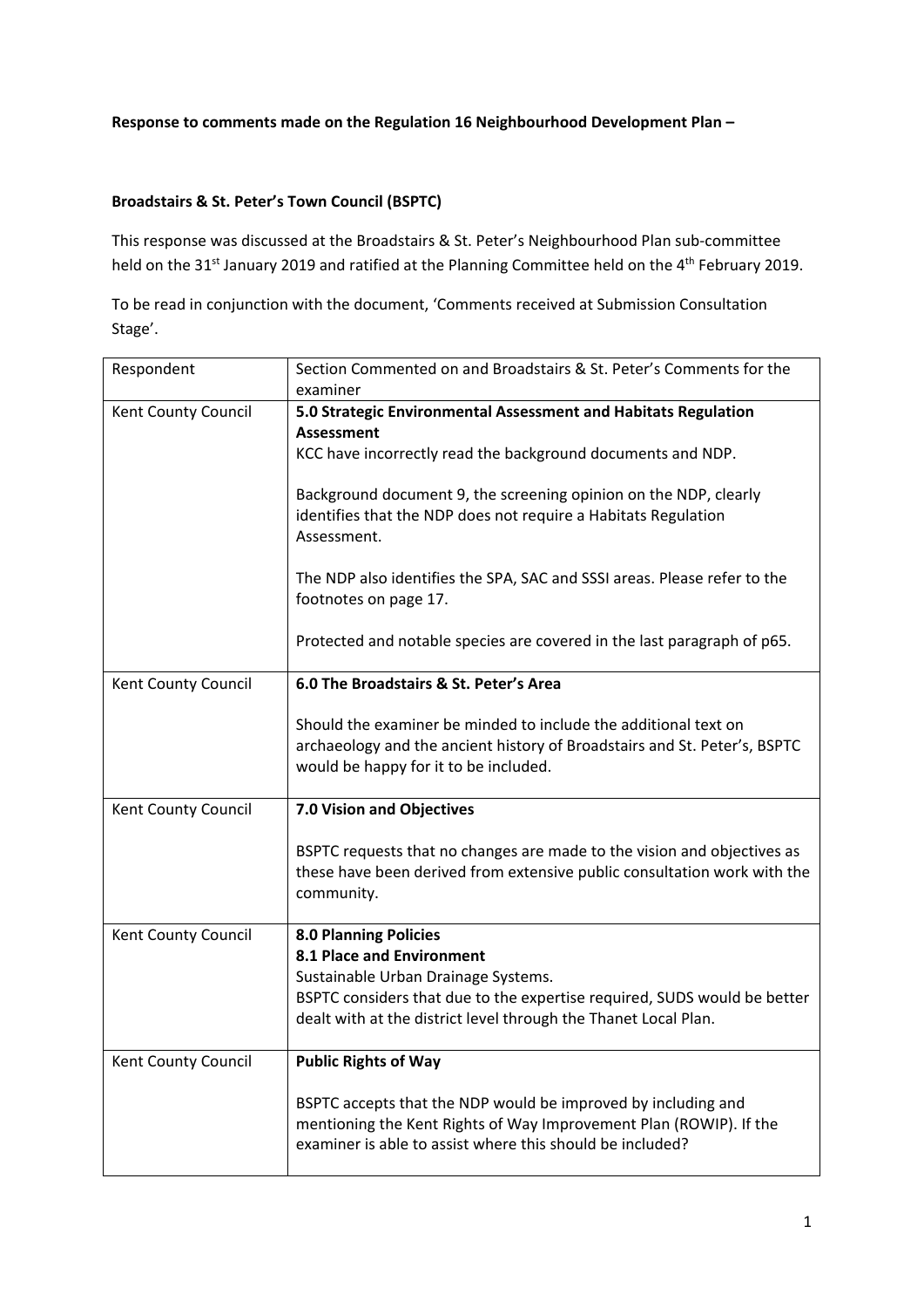**Response to comments made on the Regulation 16 Neighbourhood Development Plan –**

**Broadstairs & St. Peter's Town Council (BSPTC)**

This response was discussed at the Broadstairs & St. Peter's Neighbourhood Plan sub-committee held on the 31st January 2019 and ratified at the Planning Committee held on the 4th February 2019.

To be read in conjunction with the document, 'Comments received at Submission Consultation Stage'.

| Respondent | Section Commented on and Broadstairs & St. Peter's Comments for the examiner |
|---|---|
| Kent County Council | **5.0 Strategic Environmental Assessment and Habitats Regulation Assessment**<br>KCC have incorrectly read the background documents and NDP.<br><br>Background document 9, the screening opinion on the NDP, clearly identifies that the NDP does not require a Habitats Regulation Assessment.<br><br>The NDP also identifies the SPA, SAC and SSSI areas. Please refer to the footnotes on page 17.<br><br>Protected and notable species are covered in the last paragraph of p65. |
| Kent County Council | **6.0 The Broadstairs & St. Peter's Area**<br><br>Should the examiner be minded to include the additional text on archaeology and the ancient history of Broadstairs and St. Peter's, BSPTC would be happy for it to be included. |
| Kent County Council | **7.0 Vision and Objectives**<br><br>BSPTC requests that no changes are made to the vision and objectives as these have been derived from extensive public consultation work with the community. |
| Kent County Council | **8.0 Planning Policies**<br>**8.1 Place and Environment**<br>Sustainable Urban Drainage Systems.<br>BSPTC considers that due to the expertise required, SUDS would be better dealt with at the district level through the Thanet Local Plan. |
| Kent County Council | **Public Rights of Way**<br><br>BSPTC accepts that the NDP would be improved by including and mentioning the Kent Rights of Way Improvement Plan (ROWIP). If the examiner is able to assist where this should be included? |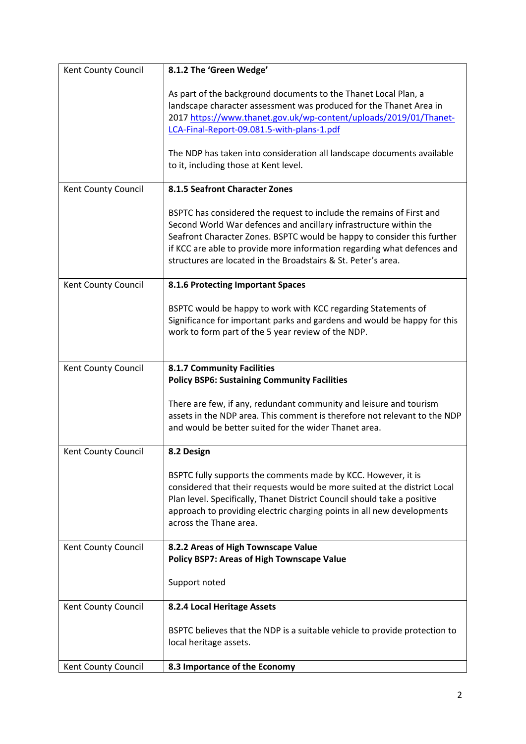| Kent County Council | **8.1.2 The 'Green Wedge'**<br><br>As part of the background documents to the Thanet Local Plan, a landscape character assessment was produced for the Thanet Area in 2017 [https://www.thanet.gov.uk/wp-content/uploads/2019/01/Thanet-LCA-Final-Report-09.081.5-with-plans-1.pdf](https://www.thanet.gov.uk/wp-content/uploads/2019/01/Thanet-LCA-Final-Report-09.081.5-with-plans-1.pdf)<br><br>The NDP has taken into consideration all landscape documents available to it, including those at Kent level. |
|---|---|
| Kent County Council | **8.1.5 Seafront Character Zones**<br><br>BSPTC has considered the request to include the remains of First and Second World War defences and ancillary infrastructure within the Seafront Character Zones. BSPTC would be happy to consider this further if KCC are able to provide more information regarding what defences and structures are located in the Broadstairs & St. Peter's area. |
| Kent County Council | **8.1.6 Protecting Important Spaces**<br><br>BSPTC would be happy to work with KCC regarding Statements of Significance for important parks and gardens and would be happy for this work to form part of the 5 year review of the NDP. |
| Kent County Council | **8.1.7 Community Facilities**<br>**Policy BSP6: Sustaining Community Facilities**<br><br>There are few, if any, redundant community and leisure and tourism assets in the NDP area. This comment is therefore not relevant to the NDP and would be better suited for the wider Thanet area. |
| Kent County Council | **8.2 Design**<br><br>BSPTC fully supports the comments made by KCC. However, it is considered that their requests would be more suited at the district Local Plan level. Specifically, Thanet District Council should take a positive approach to providing electric charging points in all new developments across the Thane area. |
| Kent County Council | **8.2.2 Areas of High Townscape Value**<br>**Policy BSP7: Areas of High Townscape Value**<br><br>Support noted |
| Kent County Council | **8.2.4 Local Heritage Assets**<br><br>BSPTC believes that the NDP is a suitable vehicle to provide protection to local heritage assets. |
| Kent County Council | **8.3 Importance of the Economy** |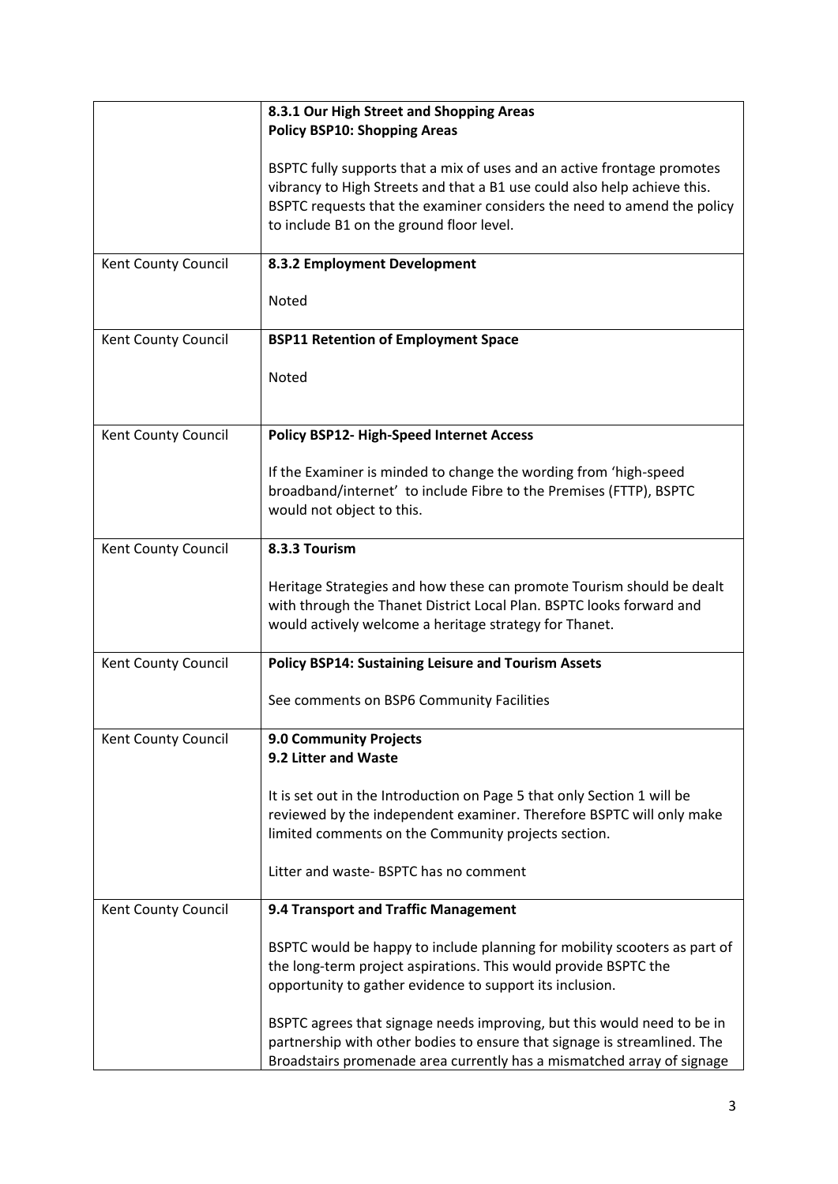|  |  |
|---|---|
|  | **8.3.1 Our High Street and Shopping Areas**<br>**Policy BSP10: Shopping Areas**<br><br>BSPTC fully supports that a mix of uses and an active frontage promotes vibrancy to High Streets and that a B1 use could also help achieve this. BSPTC requests that the examiner considers the need to amend the policy to include B1 on the ground floor level. |
| Kent County Council | **8.3.2 Employment Development**<br><br>Noted |
| Kent County Council | **BSP11 Retention of Employment Space**<br><br>Noted |
| Kent County Council | **Policy BSP12- High-Speed Internet Access**<br><br>If the Examiner is minded to change the wording from 'high-speed broadband/internet' to include Fibre to the Premises (FTTP), BSPTC would not object to this. |
| Kent County Council | **8.3.3 Tourism**<br><br>Heritage Strategies and how these can promote Tourism should be dealt with through the Thanet District Local Plan. BSPTC looks forward and would actively welcome a heritage strategy for Thanet. |
| Kent County Council | **Policy BSP14: Sustaining Leisure and Tourism Assets**<br><br>See comments on BSP6 Community Facilities |
| Kent County Council | **9.0 Community Projects**<br>**9.2 Litter and Waste**<br><br>It is set out in the Introduction on Page 5 that only Section 1 will be reviewed by the independent examiner. Therefore BSPTC will only make limited comments on the Community projects section.<br><br>Litter and waste- BSPTC has no comment |
| Kent County Council | **9.4 Transport and Traffic Management**<br><br>BSPTC would be happy to include planning for mobility scooters as part of the long-term project aspirations. This would provide BSPTC the opportunity to gather evidence to support its inclusion.<br><br>BSPTC agrees that signage needs improving, but this would need to be in partnership with other bodies to ensure that signage is streamlined. The Broadstairs promenade area currently has a mismatched array of signage |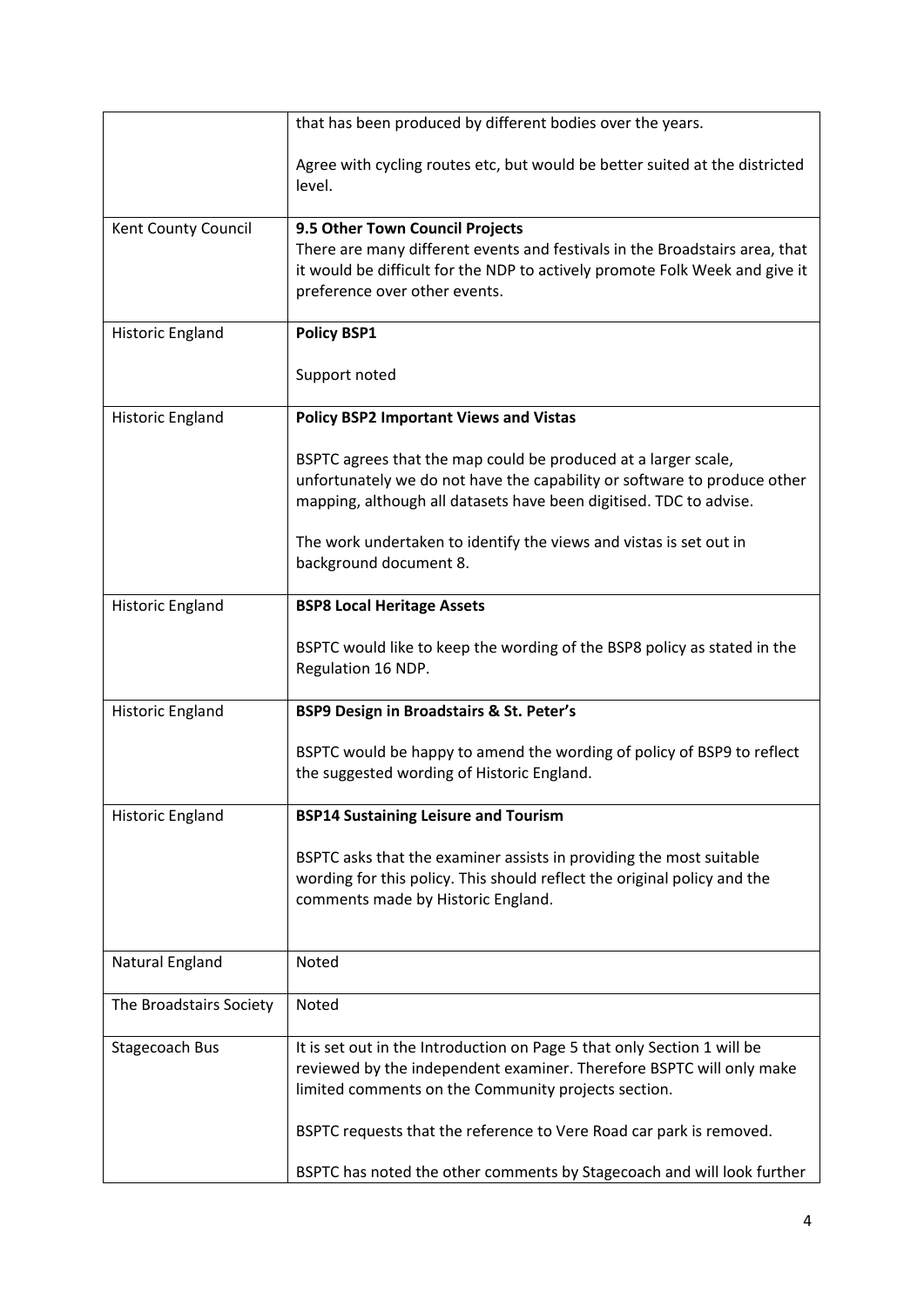| | |
|---|---|
| | that has been produced by different bodies over the years.<br><br>Agree with cycling routes etc, but would be better suited at the districted level. |
| Kent County Council | **9.5 Other Town Council Projects**<br>There are many different events and festivals in the Broadstairs area, that it would be difficult for the NDP to actively promote Folk Week and give it preference over other events. |
| Historic England | **Policy BSP1**<br><br>Support noted |
| Historic England | **Policy BSP2 Important Views and Vistas**<br><br>BSPTC agrees that the map could be produced at a larger scale, unfortunately we do not have the capability or software to produce other mapping, although all datasets have been digitised. TDC to advise.<br><br>The work undertaken to identify the views and vistas is set out in background document 8. |
| Historic England | **BSP8 Local Heritage Assets**<br><br>BSPTC would like to keep the wording of the BSP8 policy as stated in the Regulation 16 NDP. |
| Historic England | **BSP9 Design in Broadstairs & St. Peter's**<br><br>BSPTC would be happy to amend the wording of policy of BSP9 to reflect the suggested wording of Historic England. |
| Historic England | **BSP14 Sustaining Leisure and Tourism**<br><br>BSPTC asks that the examiner assists in providing the most suitable wording for this policy. This should reflect the original policy and the comments made by Historic England. |
| Natural England | Noted |
| The Broadstairs Society | Noted |
| Stagecoach Bus | It is set out in the Introduction on Page 5 that only Section 1 will be reviewed by the independent examiner. Therefore BSPTC will only make limited comments on the Community projects section.<br><br>BSPTC requests that the reference to Vere Road car park is removed.<br><br>BSPTC has noted the other comments by Stagecoach and will look further |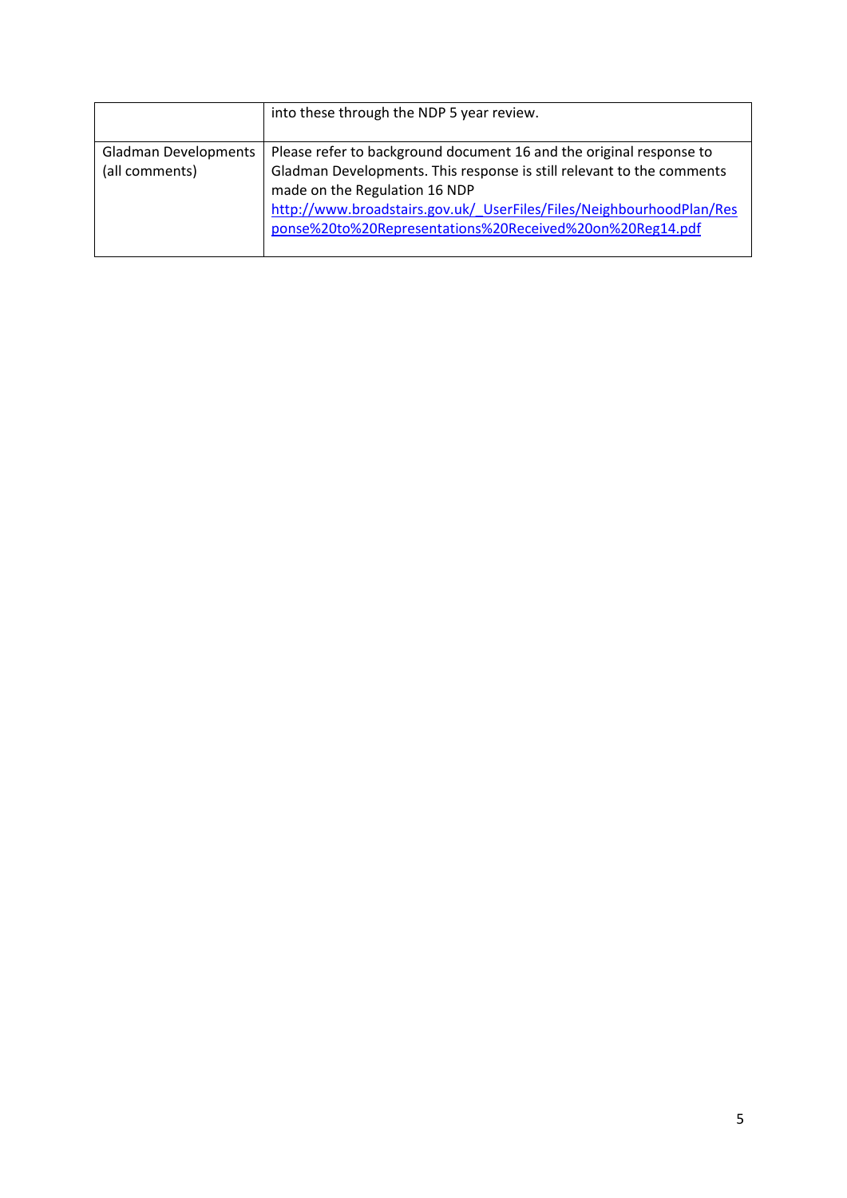| | |
|---|---|
| | into these through the NDP 5 year review. |
| Gladman Developments (all comments) | Please refer to background document 16 and the original response to Gladman Developments. This response is still relevant to the comments made on the Regulation 16 NDP http://www.broadstairs.gov.uk/_UserFiles/Files/NeighbourhoodPlan/Response%20to%20Representations%20Received%20on%20Reg14.pdf |